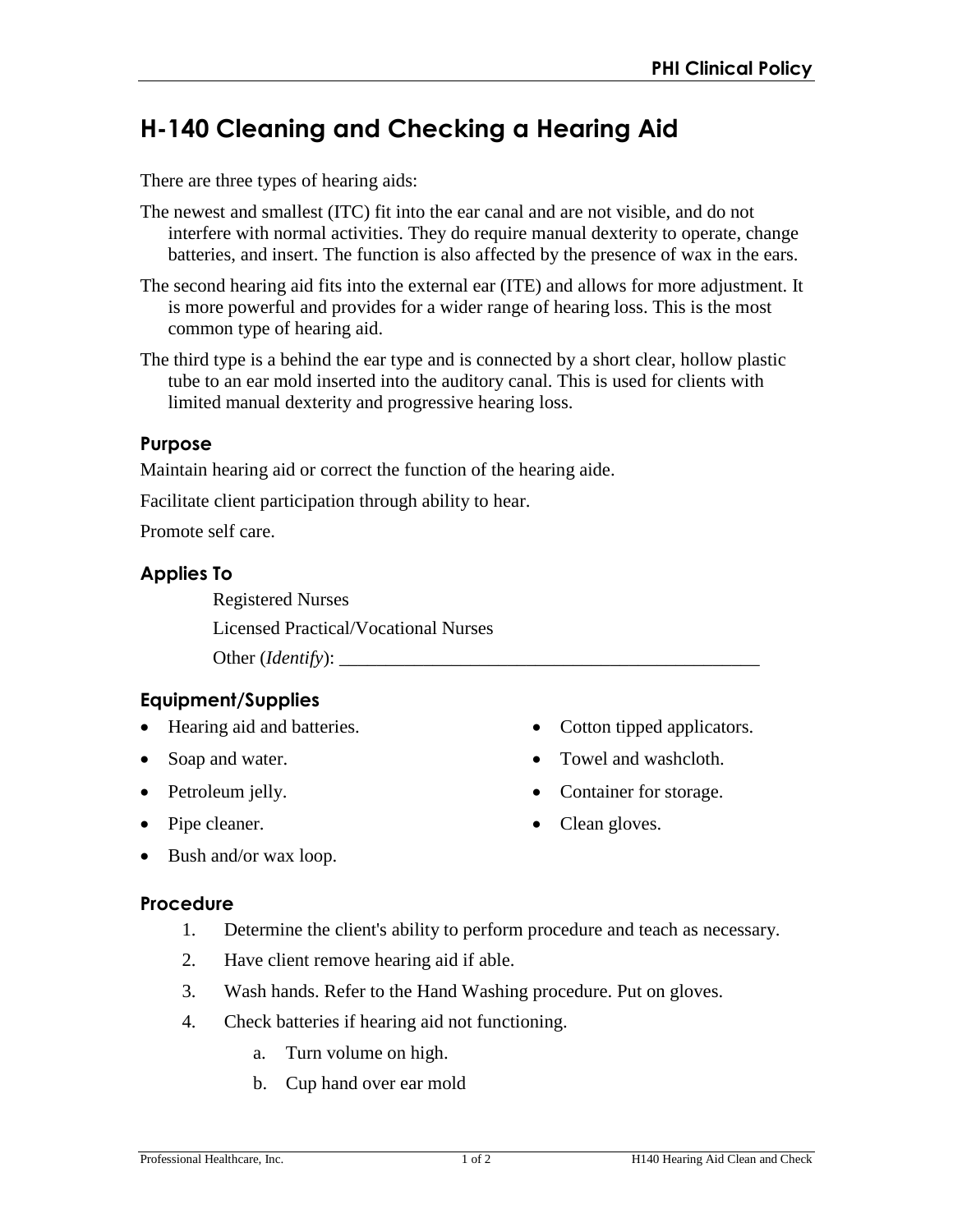# H-140 Cleaning and Checking a Hearing Aid

There are three types of hearing aids:

The newest and smallest (ITC) fit into the ear canal and are not visible, and do not interfere with normal activities. They do require manual dexterity to operate, change batteries, and insert. The function is also affected by the presence of wax in the ears.

The second hearing aid fits into the external ear (ITE) and allows for more adjustment. It is more powerful and provides for a wider range of hearing loss. This is the most common type of hearing aid.

The third type is a behind the ear type and is connected by a short clear, hollow plastic tube to an ear mold inserted into the auditory canal. This is used for clients with limited manual dexterity and progressive hearing loss.

## Purpose

Maintain hearing aid or correct the function of the hearing aide.

Facilitate client participation through ability to hear.

Promote self care.

## Applies To

Registered Nurses

Licensed Practical/Vocational Nurses

Other (*Identify*): _______________________________________________

## Equipment/Supplies

- Hearing aid and batteries.
- Soap and water.
- Petroleum jelly.
- Pipe cleaner.
- Bush and/or wax loop.
- Cotton tipped applicators.
- Towel and washcloth.
- Container for storage.
- Clean gloves.

## Procedure

1. Determine the client's ability to perform procedure and teach as necessary.
2. Have client remove hearing aid if able.
3. Wash hands. Refer to the Hand Washing procedure. Put on gloves.
4. Check batteries if hearing aid not functioning.
   a. Turn volume on high.
   b. Cup hand over ear mold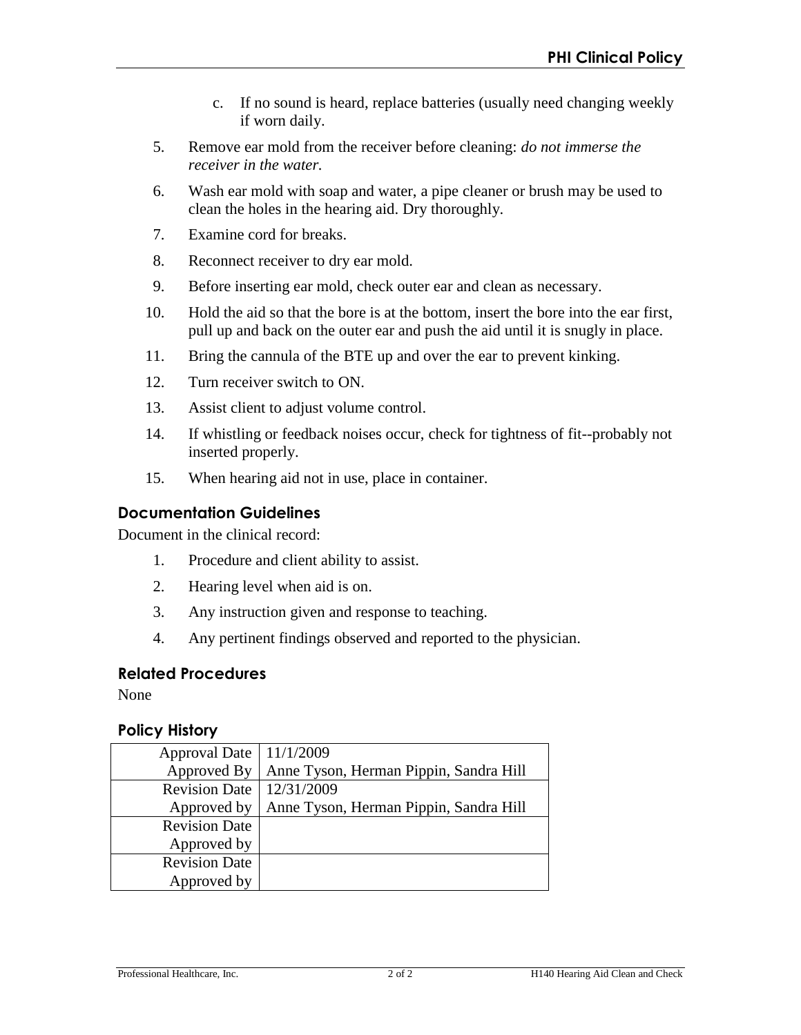c. If no sound is heard, replace batteries (usually need changing weekly if worn daily.

5. Remove ear mold from the receiver before cleaning: *do not immerse the receiver in the water.*
6. Wash ear mold with soap and water, a pipe cleaner or brush may be used to clean the holes in the hearing aid. Dry thoroughly.
7. Examine cord for breaks.
8. Reconnect receiver to dry ear mold.
9. Before inserting ear mold, check outer ear and clean as necessary.
10. Hold the aid so that the bore is at the bottom, insert the bore into the ear first, pull up and back on the outer ear and push the aid until it is snugly in place.
11. Bring the cannula of the BTE up and over the ear to prevent kinking.
12. Turn receiver switch to ON.
13. Assist client to adjust volume control.
14. If whistling or feedback noises occur, check for tightness of fit--probably not inserted properly.
15. When hearing aid not in use, place in container.

## Documentation Guidelines

Document in the clinical record:

1. Procedure and client ability to assist.
2. Hearing level when aid is on.
3. Any instruction given and response to teaching.
4. Any pertinent findings observed and reported to the physician.

## Related Procedures

None

## Policy History

| | |
|---|---|
| Approval Date | 11/1/2009 |
| Approved By | Anne Tyson, Herman Pippin, Sandra Hill |
| Revision Date | 12/31/2009 |
| Approved by | Anne Tyson, Herman Pippin, Sandra Hill |
| Revision Date | |
| Approved by | |
| Revision Date | |
| Approved by | |